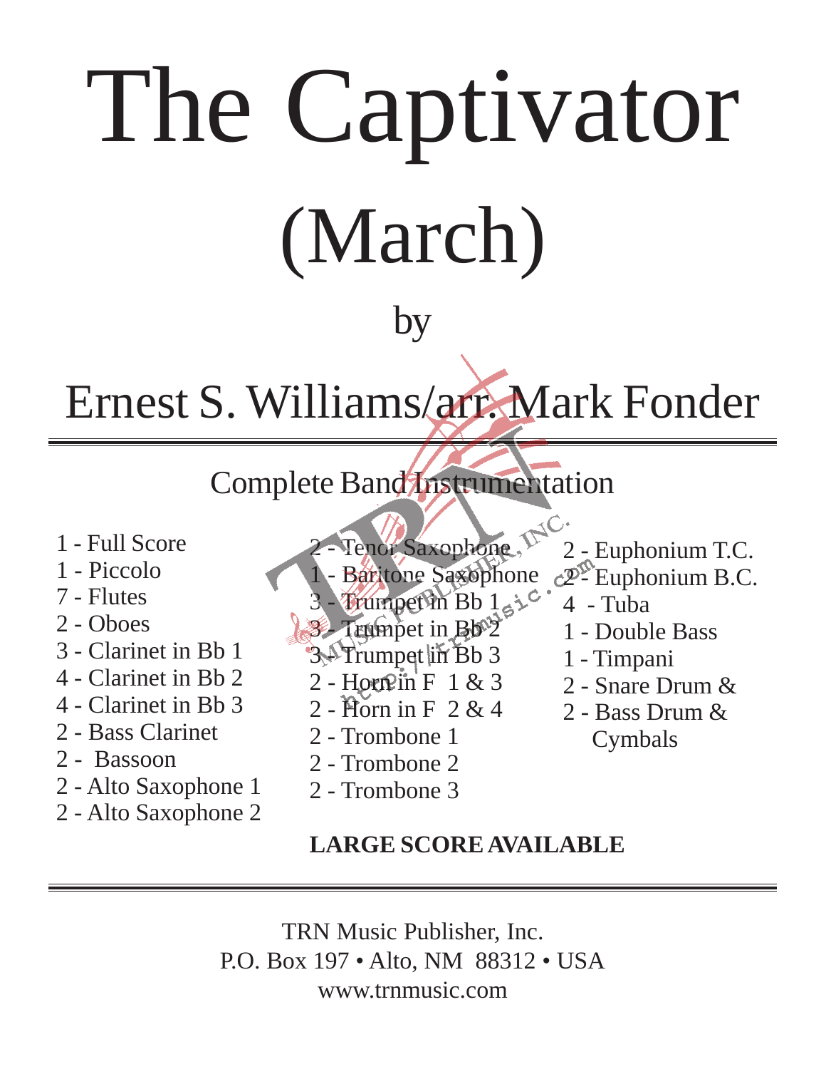# The Captivator

# (March)

by

## Ernest S. Williams/arr. Mark Fonder

---

### Complete Band Instrumentation

- 1 - Full Score
- 1 - Piccolo
- 7 - Flutes
- 2 - Oboes
- 3 - Clarinet in Bb 1
- 4 - Clarinet in Bb 2
- 4 - Clarinet in Bb 3
- 2 - Bass Clarinet
- 2 - Bassoon
- 2 - Alto Saxophone 1
- 2 - Alto Saxophone 2
- 2 - Tenor Saxophone
- 1 - Baritone Saxophone
- 3 - Trumpet in Bb 1
- 3 - Trumpet in Bb 2
- 3 - Trumpet in Bb 3
- 2 - Horn in F 1 & 3
- 2 - Horn in F 2 & 4
- 2 - Trombone 1
- 2 - Trombone 2
- 2 - Trombone 3
- 2 - Euphonium T.C.
- 2 - Euphonium B.C.
- 4 - Tuba
- 1 - Double Bass
- 1 - Timpani
- 2 - Snare Drum &
- 2 - Bass Drum & Cymbals

**LARGE SCORE AVAILABLE**

---

TRN Music Publisher, Inc.
P.O. Box 197 • Alto, NM 88312 • USA
www.trnmusic.com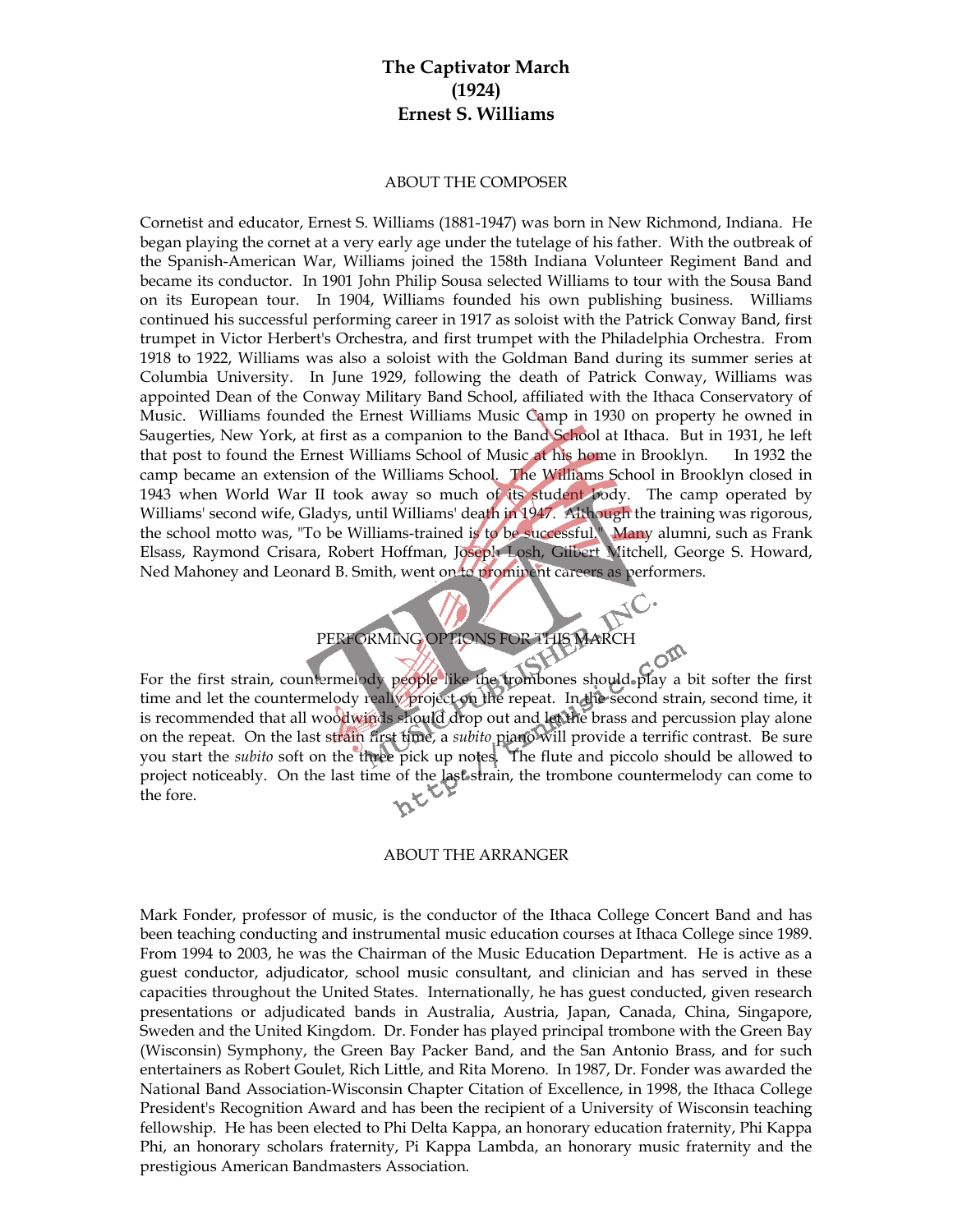# The Captivator March
# (1924)
# Ernest S. Williams

## ABOUT THE COMPOSER

Cornetist and educator, Ernest S. Williams (1881-1947) was born in New Richmond, Indiana. He began playing the cornet at a very early age under the tutelage of his father. With the outbreak of the Spanish-American War, Williams joined the 158th Indiana Volunteer Regiment Band and became its conductor. In 1901 John Philip Sousa selected Williams to tour with the Sousa Band on its European tour. In 1904, Williams founded his own publishing business. Williams continued his successful performing career in 1917 as soloist with the Patrick Conway Band, first trumpet in Victor Herbert's Orchestra, and first trumpet with the Philadelphia Orchestra. From 1918 to 1922, Williams was also a soloist with the Goldman Band during its summer series at Columbia University. In June 1929, following the death of Patrick Conway, Williams was appointed Dean of the Conway Military Band School, affiliated with the Ithaca Conservatory of Music. Williams founded the Ernest Williams Music Camp in 1930 on property he owned in Saugerties, New York, at first as a companion to the Band School at Ithaca. But in 1931, he left that post to found the Ernest Williams School of Music at his home in Brooklyn. In 1932 the camp became an extension of the Williams School. The Williams School in Brooklyn closed in 1943 when World War II took away so much of its student body. The camp operated by Williams' second wife, Gladys, until Williams' death in 1947. Although the training was rigorous, the school motto was, "To be Williams-trained is to be successful." Many alumni, such as Frank Elsass, Raymond Crisara, Robert Hoffman, Joseph Losh, Gilbert Mitchell, George S. Howard, Ned Mahoney and Leonard B. Smith, went on to prominent careers as performers.

## PERFORMING OPTIONS FOR THIS MARCH

For the first strain, countermelody people like the trombones should play a bit softer the first time and let the countermelody really project on the repeat. In the second strain, second time, it is recommended that all woodwinds should drop out and let the brass and percussion play alone on the repeat. On the last strain first time, a *subito* piano will provide a terrific contrast. Be sure you start the *subito* soft on the three pick up notes. The flute and piccolo should be allowed to project noticeably. On the last time of the last strain, the trombone countermelody can come to the fore.

## ABOUT THE ARRANGER

Mark Fonder, professor of music, is the conductor of the Ithaca College Concert Band and has been teaching conducting and instrumental music education courses at Ithaca College since 1989. From 1994 to 2003, he was the Chairman of the Music Education Department. He is active as a guest conductor, adjudicator, school music consultant, and clinician and has served in these capacities throughout the United States. Internationally, he has guest conducted, given research presentations or adjudicated bands in Australia, Austria, Japan, Canada, China, Singapore, Sweden and the United Kingdom. Dr. Fonder has played principal trombone with the Green Bay (Wisconsin) Symphony, the Green Bay Packer Band, and the San Antonio Brass, and for such entertainers as Robert Goulet, Rich Little, and Rita Moreno. In 1987, Dr. Fonder was awarded the National Band Association-Wisconsin Chapter Citation of Excellence, in 1998, the Ithaca College President's Recognition Award and has been the recipient of a University of Wisconsin teaching fellowship. He has been elected to Phi Delta Kappa, an honorary education fraternity, Phi Kappa Phi, an honorary scholars fraternity, Pi Kappa Lambda, an honorary music fraternity and the prestigious American Bandmasters Association.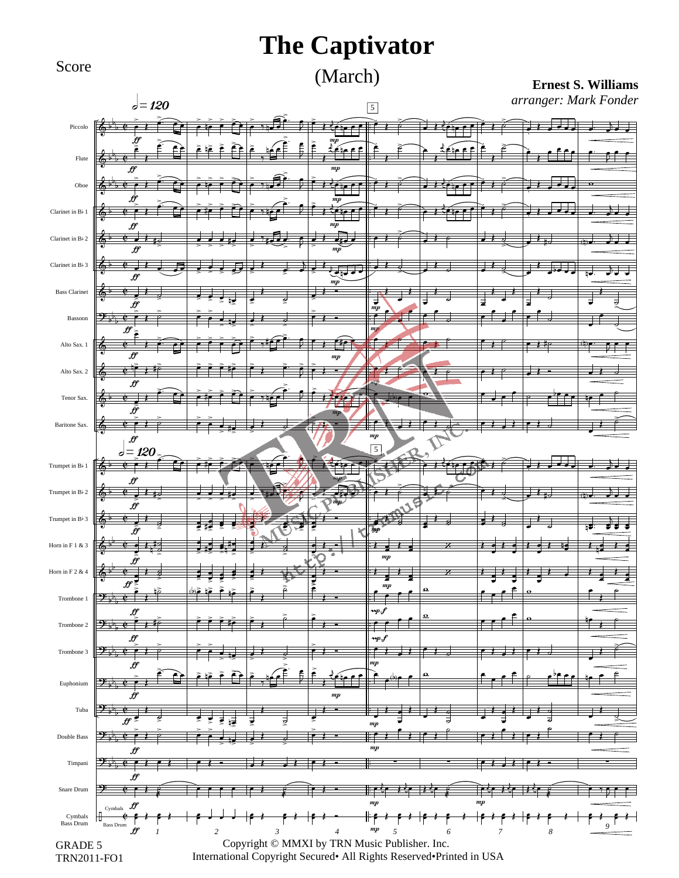# The Captivator

## (March)

Score

**Ernest S. Williams**

*arranger: Mark Fonder*

GRADE 5
TRN2011-FO1

Copyright © MMXI by TRN Music Publisher. Inc.
International Copyright Secured• All Rights Reserved•Printed in USA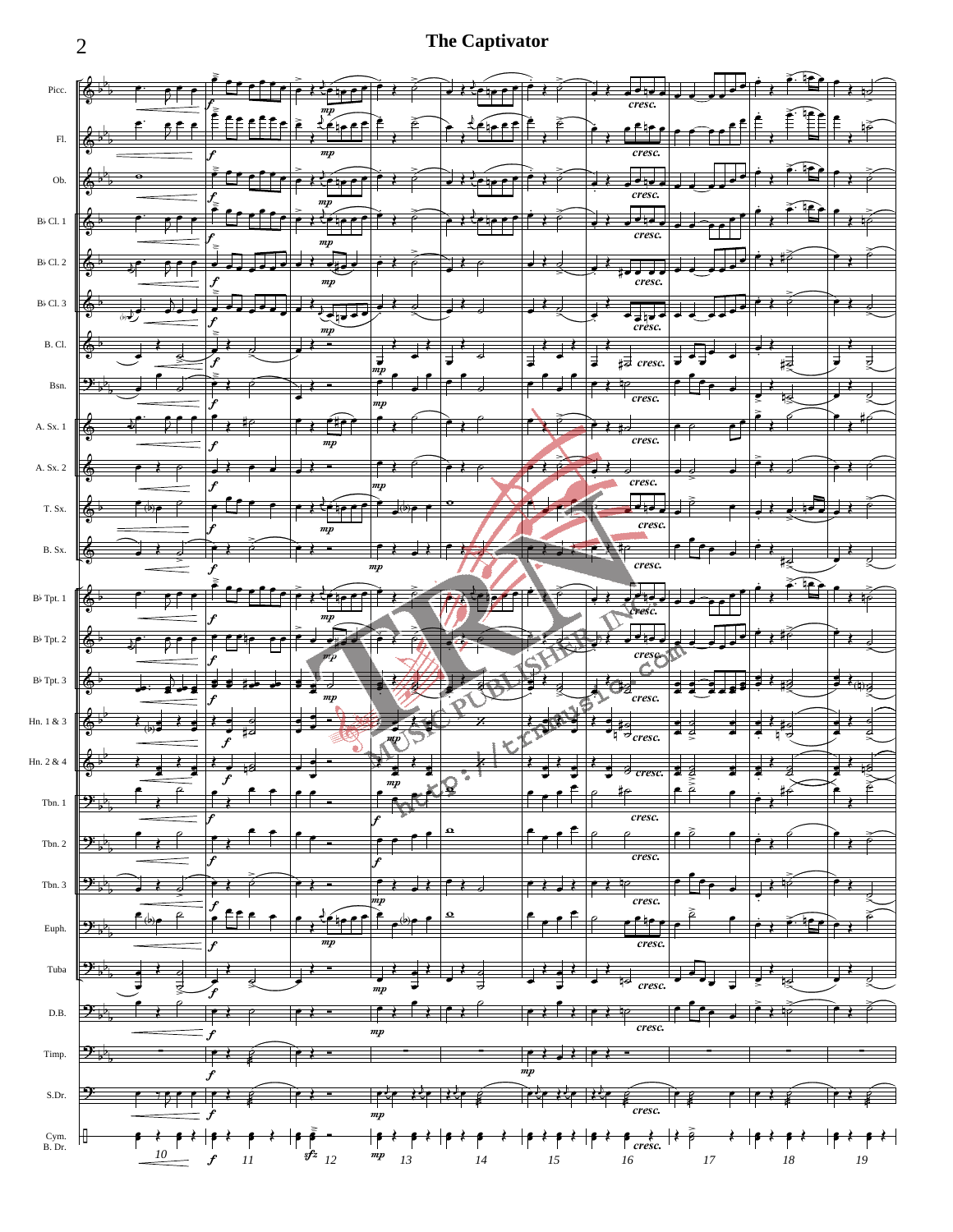# The Captivator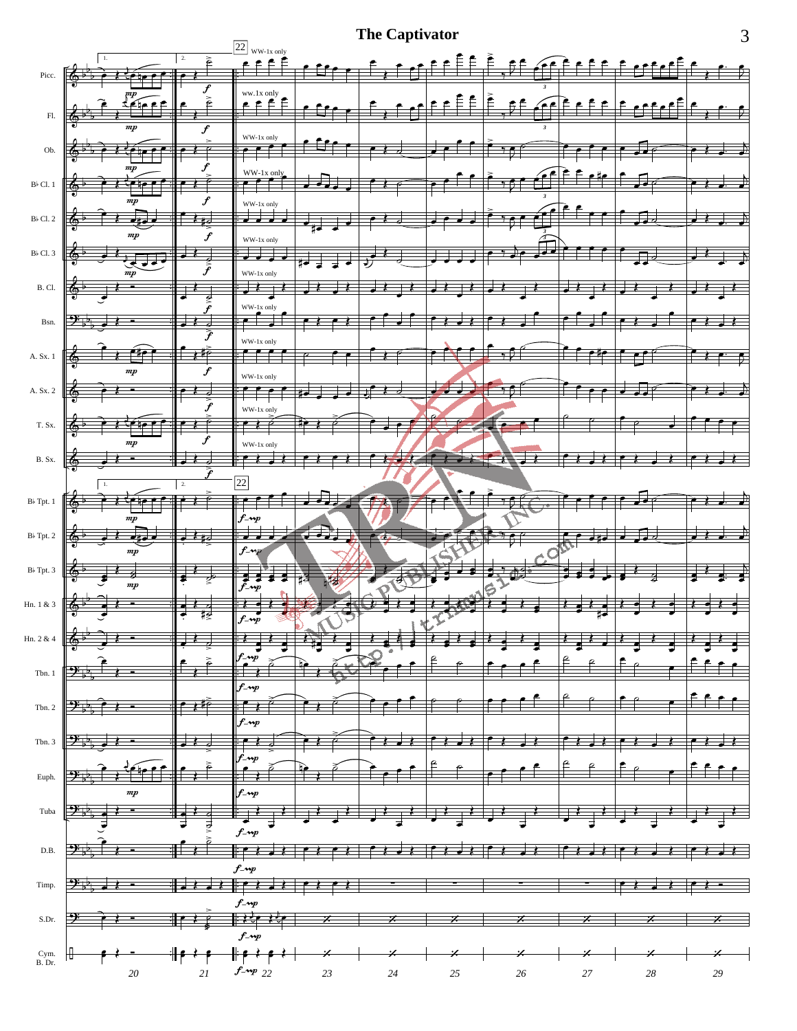# The Captivator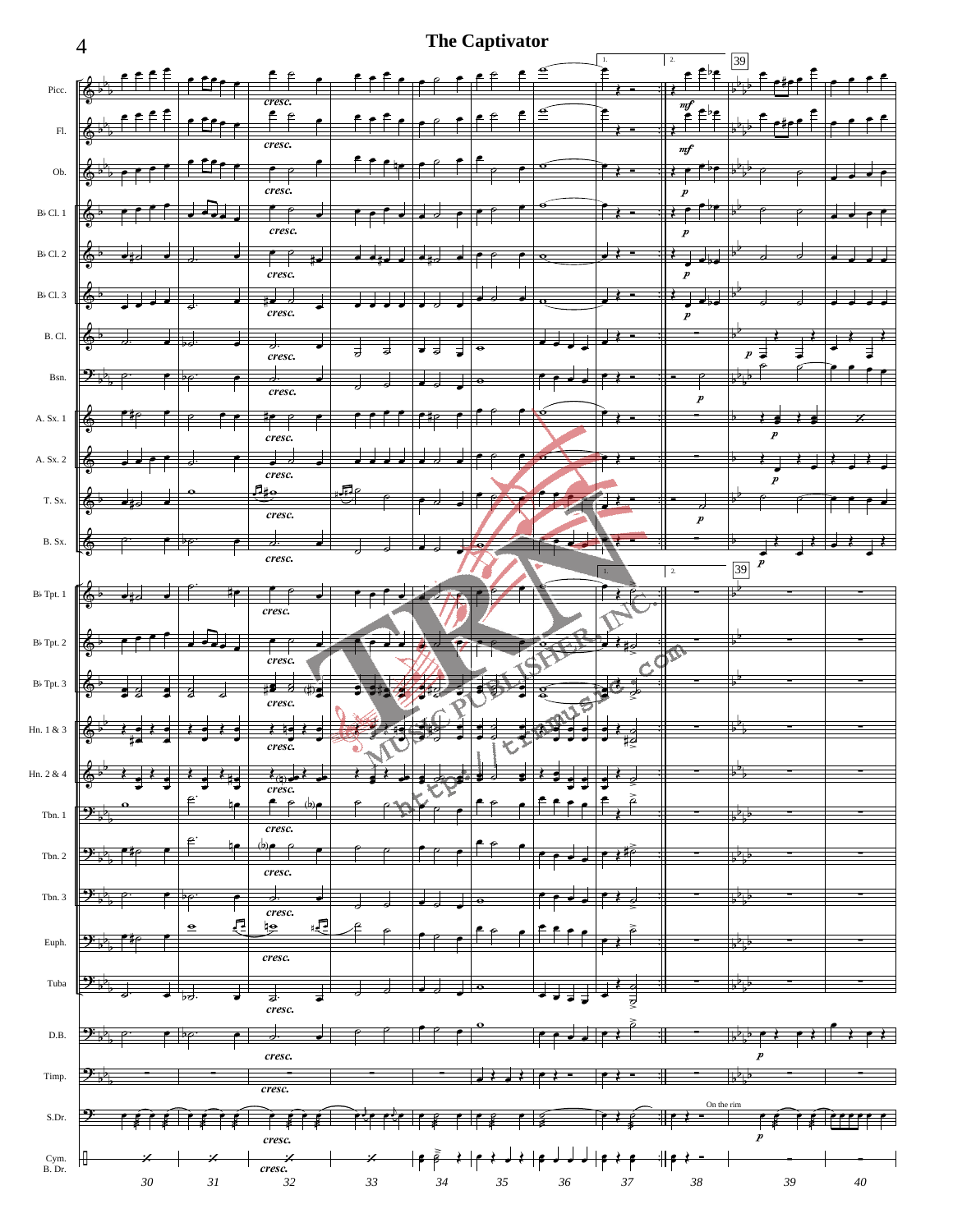# The Captivator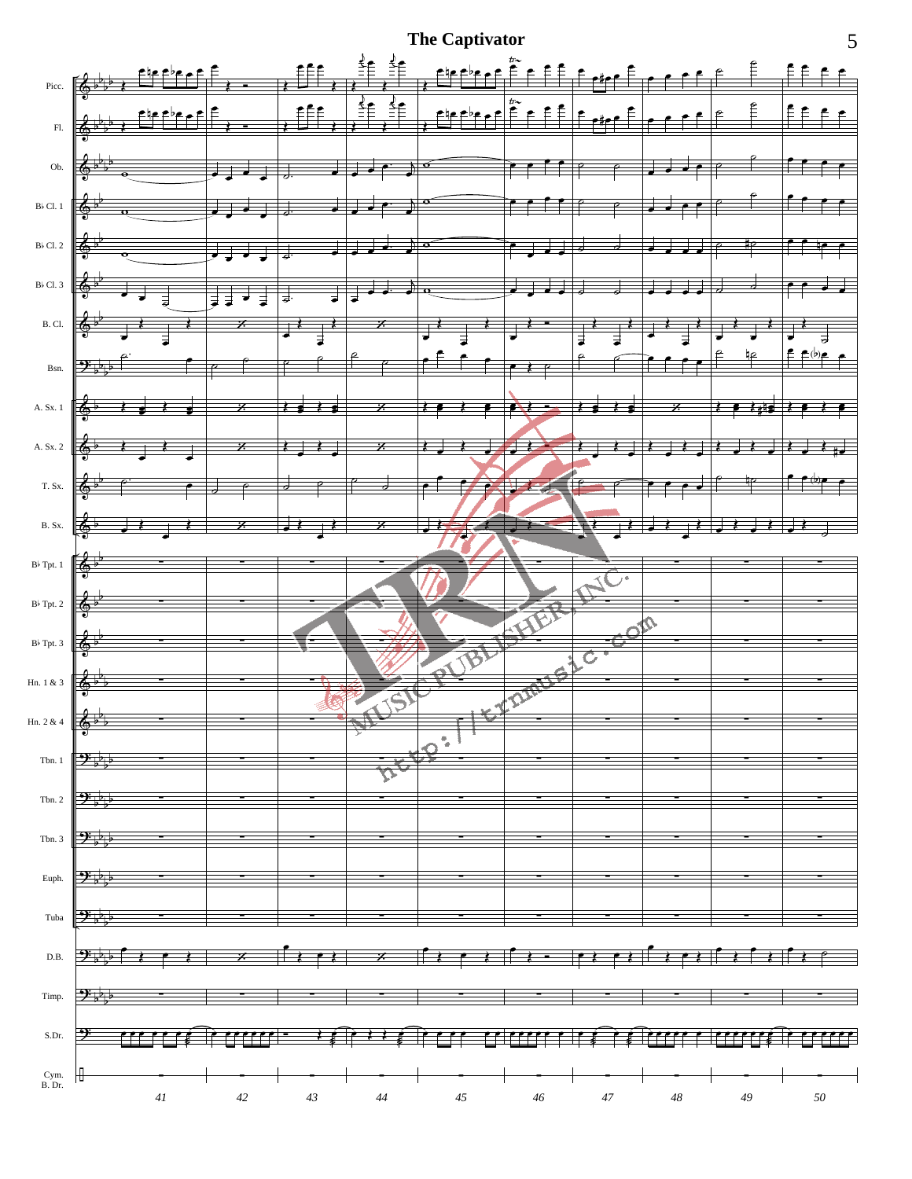# The Captivator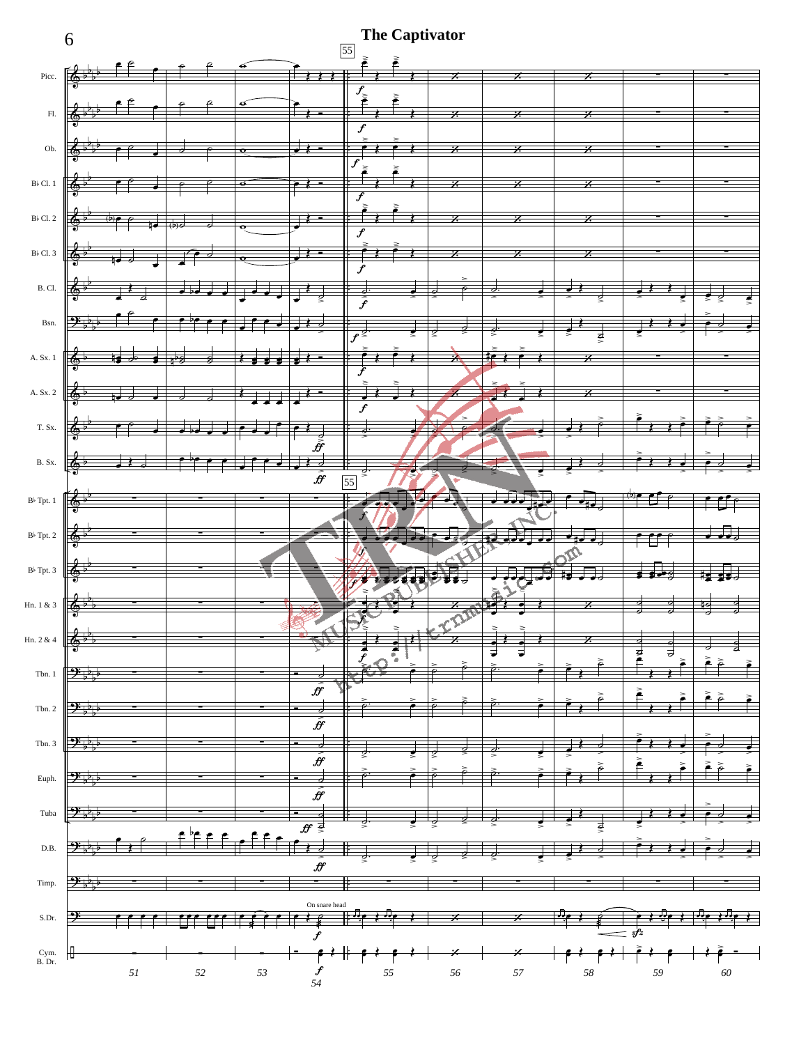## The Captivator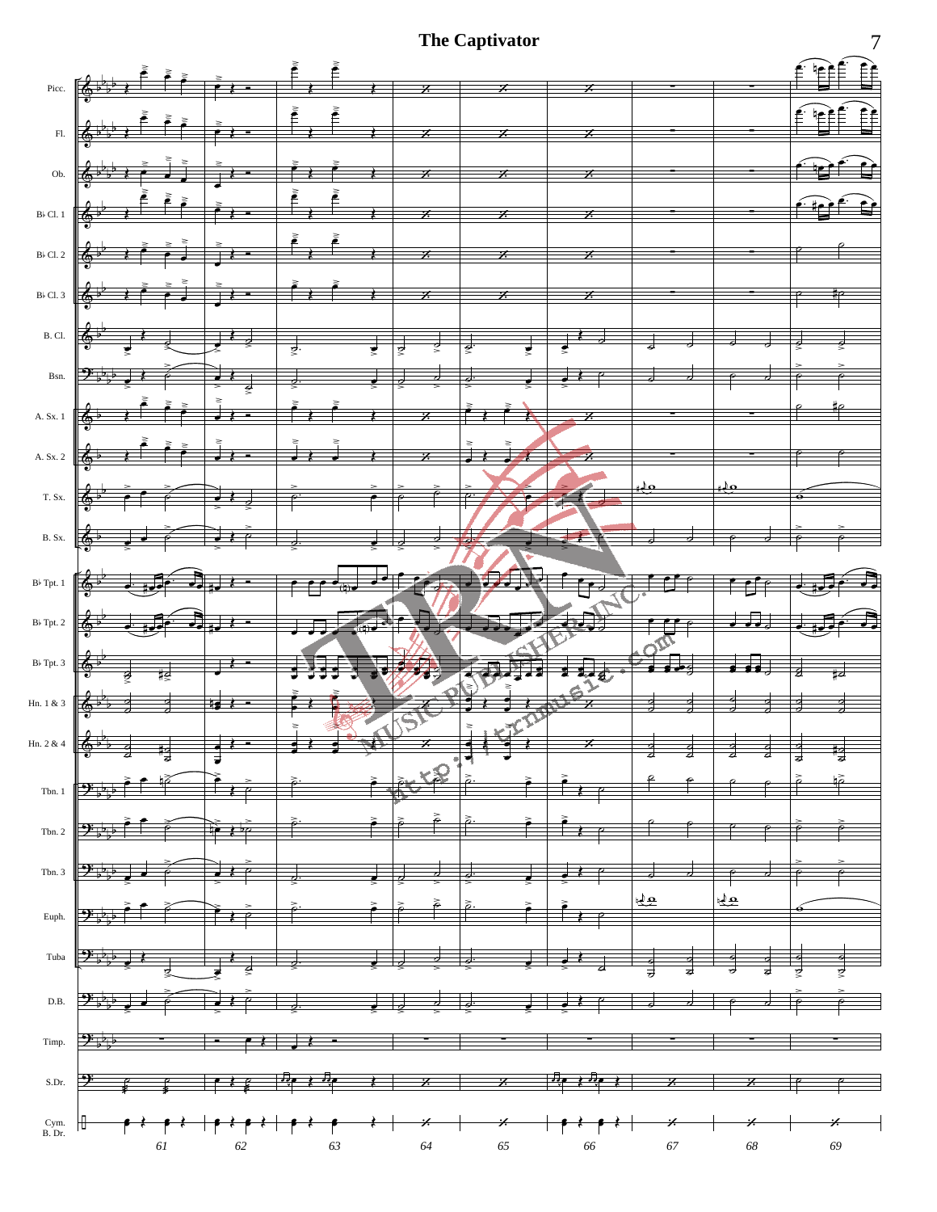# The Captivator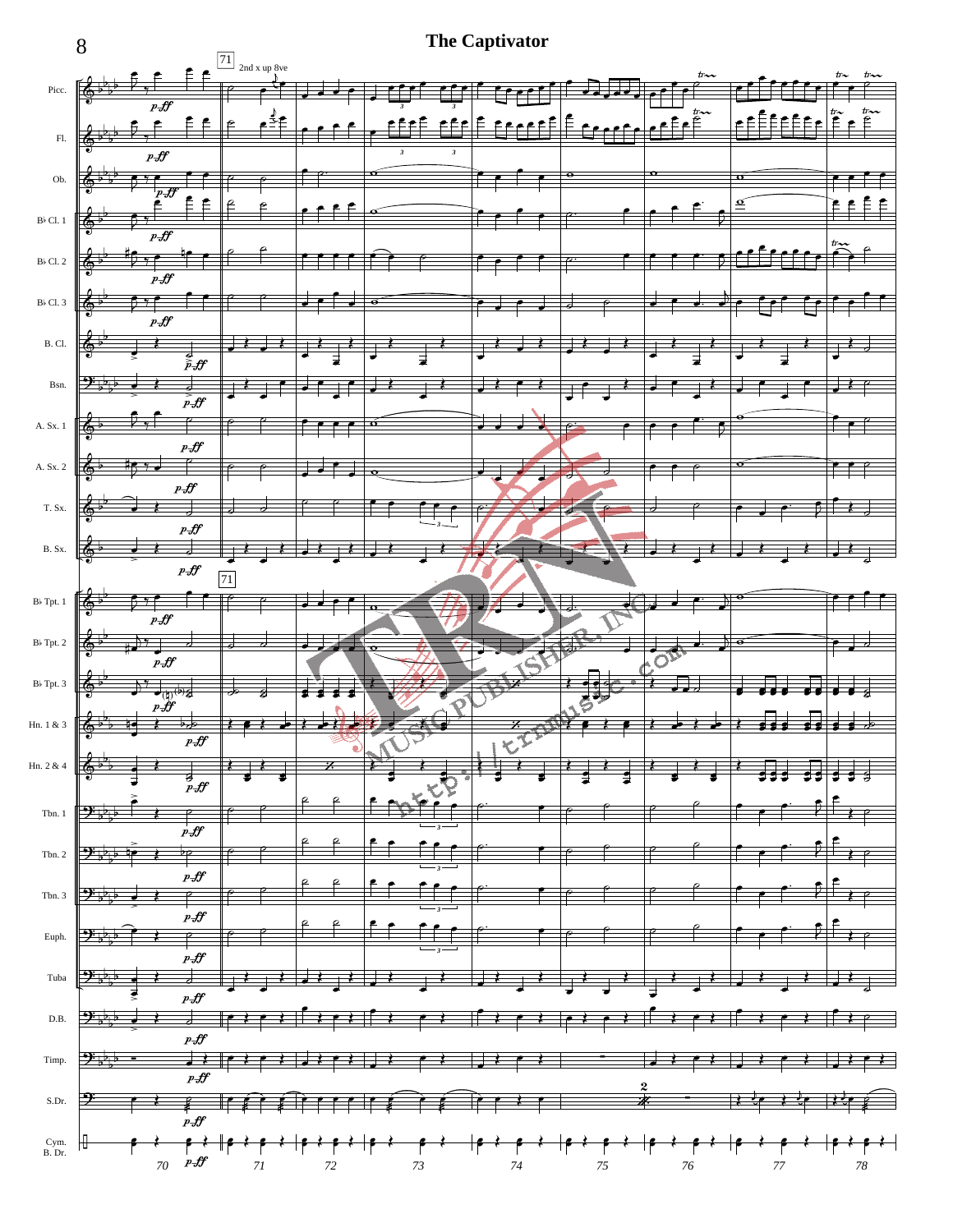# The Captivator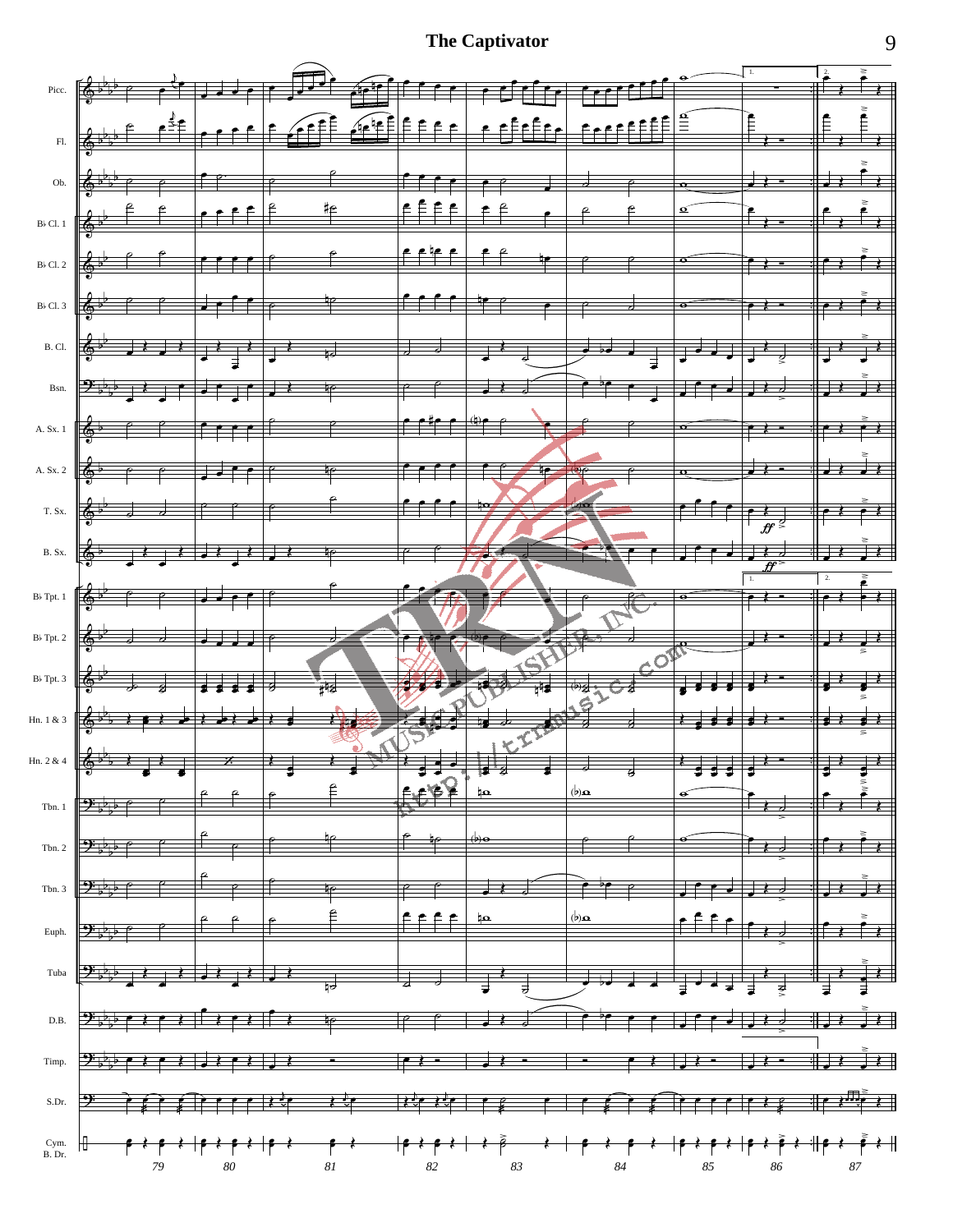# The Captivator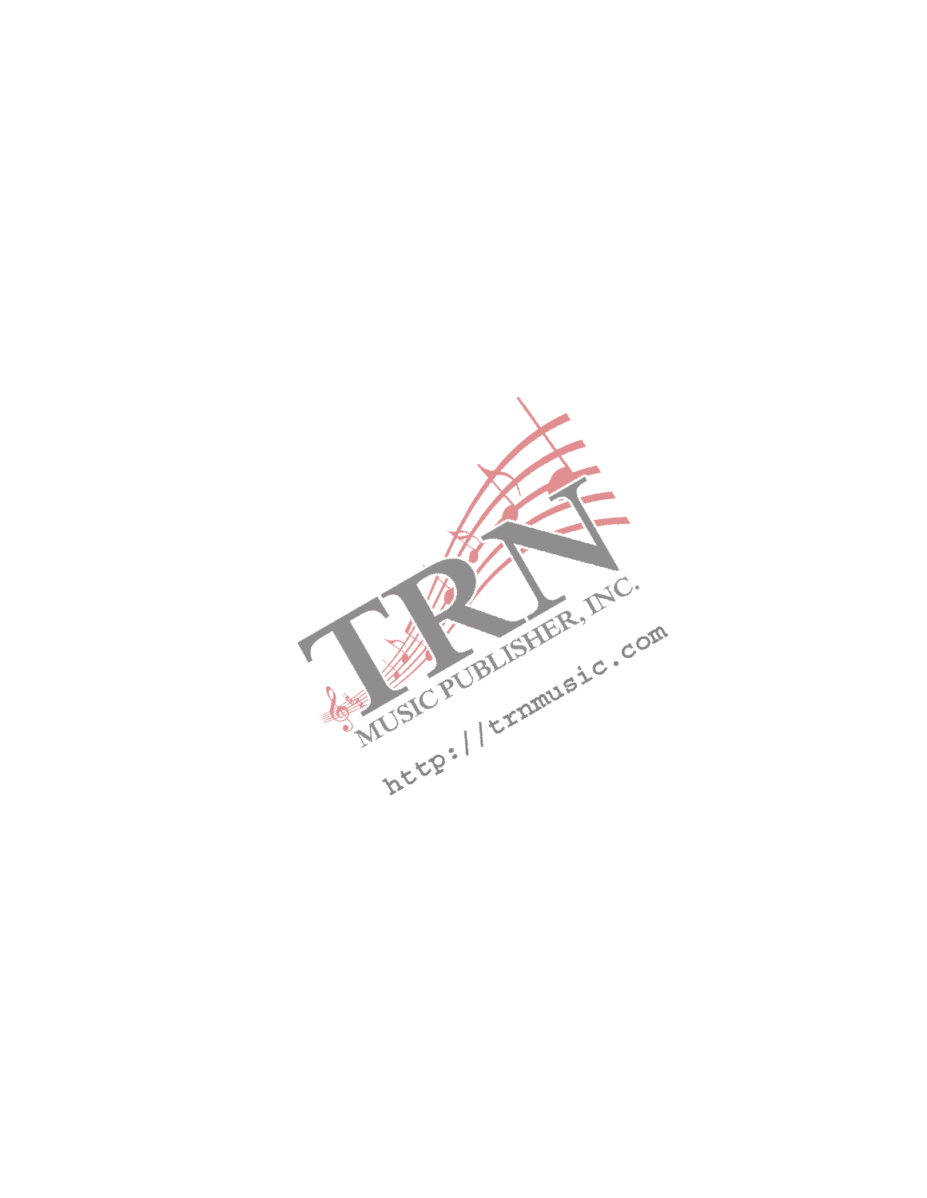TRN

MUSIC PUBLISHER, INC.

http://trnmusic.com